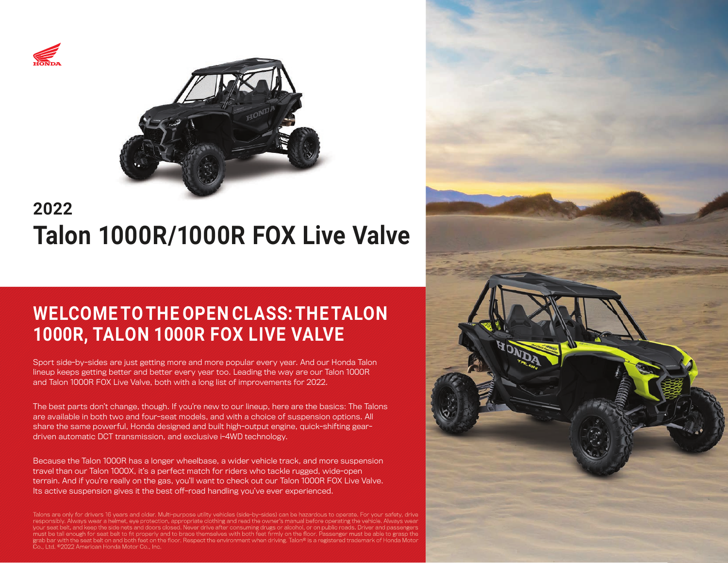# 2022
# Talon 1000R/1000R FOX Live Valve

## WELCOME TO THE OPEN CLASS: THE TALON 1000R, TALON 1000R FOX LIVE VALVE

Sport side-by-sides are just getting more and more popular every year. And our Honda Talon lineup keeps getting better and better every year too. Leading the way are our Talon 1000R and Talon 1000R FOX Live Valve, both with a long list of improvements for 2022.

The best parts don't change, though. If you're new to our lineup, here are the basics: The Talons are available in both two and four-seat models, and with a choice of suspension options. All share the same powerful, Honda designed and built high-output engine, quick-shifting gear-driven automatic DCT transmission, and exclusive i-4WD technology.

Because the Talon 1000R has a longer wheelbase, a wider vehicle track, and more suspension travel than our Talon 1000X, it's a perfect match for riders who tackle rugged, wide-open terrain. And if you're really on the gas, you'll want to check out our Talon 1000R FOX Live Valve. Its active suspension gives it the best off-road handling you've ever experienced.

Talons are only for drivers 16 years and older. Multi-purpose utility vehicles (side-by-sides) can be hazardous to operate. For your safety, drive responsibly. Always wear a helmet, eye protection, appropriate clothing and read the owner's manual before operating the vehicle. Always wear your seat belt, and keep the side nets and doors closed. Never drive after consuming drugs or alcohol, or on public roads. Driver and passengers must be tall enough for seat belt to fit properly and to brace themselves with both feet firmly on the floor. Passenger must be able to grasp the grab bar with the seat belt on and both feet on the floor. Respect the environment when driving. Talon® is a registered trademark of Honda Motor Co., Ltd. ©2022 American Honda Motor Co., Inc.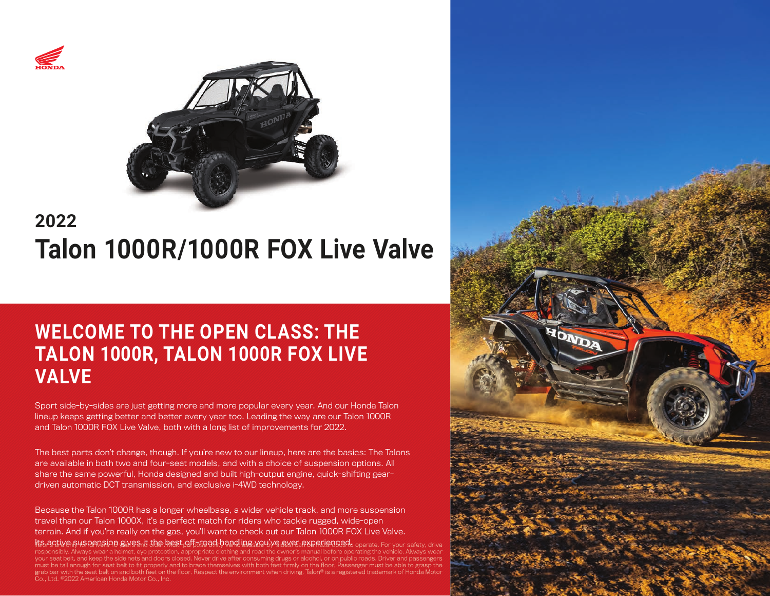## 2022

# Talon 1000R/1000R FOX Live Valve

## WELCOME TO THE OPEN CLASS: THE TALON 1000R, TALON 1000R FOX LIVE VALVE

Sport side-by-sides are just getting more and more popular every year. And our Honda Talon lineup keeps getting better and better every year too. Leading the way are our Talon 1000R and Talon 1000R FOX Live Valve, both with a long list of improvements for 2022.

The best parts don't change, though. If you're new to our lineup, here are the basics: The Talons are available in both two and four-seat models, and with a choice of suspension options. All share the same powerful, Honda designed and built high-output engine, quick-shifting gear-driven automatic DCT transmission, and exclusive i-4WD technology.

Because the Talon 1000R has a longer wheelbase, a wider vehicle track, and more suspension travel than our Talon 1000X, it's a perfect match for riders who tackle rugged, wide-open terrain. And if you're really on the gas, you'll want to check out our Talon 1000R FOX Live Valve. Its active suspension gives it the best off-road handling you've ever experienced.

... operate. For your safety, drive responsibly. Always wear a helmet, eye protection, appropriate clothing and read the owner's manual before operating the vehicle. Always wear your seat belt, and keep the side nets and doors closed. Never drive after consuming drugs or alcohol, or on public roads. Driver and passengers must be tall enough for seat belt to fit properly and to brace themselves with both feet firmly on the floor. Passenger must be able to grasp the grab bar with the seat belt on and both feet on the floor. Respect the environment when driving. Talon® is a registered trademark of Honda Motor Co., Ltd. ©2022 American Honda Motor Co., Inc.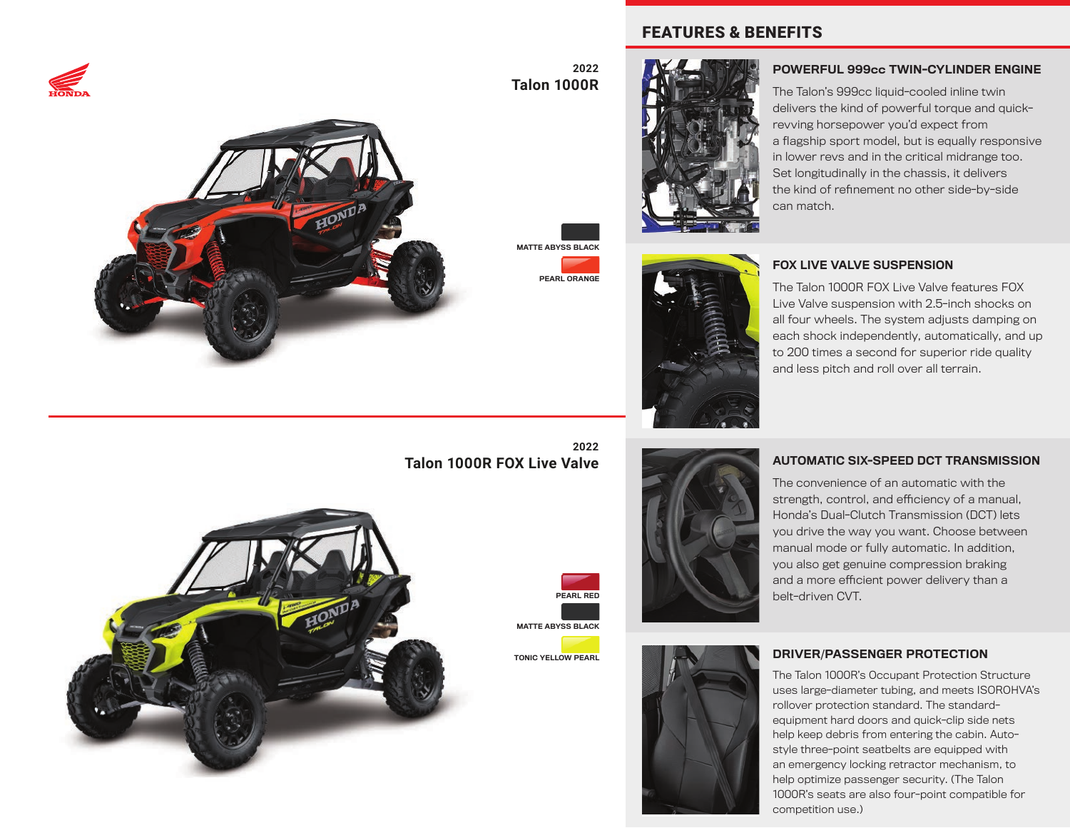## 2022
## Talon 1000R

MATTE ABYSS BLACK

PEARL ORANGE

## 2022
## Talon 1000R FOX Live Valve

PEARL RED

MATTE ABYSS BLACK

TONIC YELLOW PEARL

# FEATURES & BENEFITS

### POWERFUL 999cc TWIN-CYLINDER ENGINE

The Talon's 999cc liquid-cooled inline twin delivers the kind of powerful torque and quick-revving horsepower you'd expect from a flagship sport model, but is equally responsive in lower revs and in the critical midrange too. Set longitudinally in the chassis, it delivers the kind of refinement no other side-by-side can match.

### FOX LIVE VALVE SUSPENSION

The Talon 1000R FOX Live Valve features FOX Live Valve suspension with 2.5-inch shocks on all four wheels. The system adjusts damping on each shock independently, automatically, and up to 200 times a second for superior ride quality and less pitch and roll over all terrain.

### AUTOMATIC SIX-SPEED DCT TRANSMISSION

The convenience of an automatic with the strength, control, and efficiency of a manual, Honda's Dual-Clutch Transmission (DCT) lets you drive the way you want. Choose between manual mode or fully automatic. In addition, you also get genuine compression braking and a more efficient power delivery than a belt-driven CVT.

### DRIVER/PASSENGER PROTECTION

The Talon 1000R's Occupant Protection Structure uses large-diameter tubing, and meets ISOROHVA's rollover protection standard. The standard-equipment hard doors and quick-clip side nets help keep debris from entering the cabin. Auto-style three-point seatbelts are equipped with an emergency locking retractor mechanism, to help optimize passenger security. (The Talon 1000R's seats are also four-point compatible for competition use.)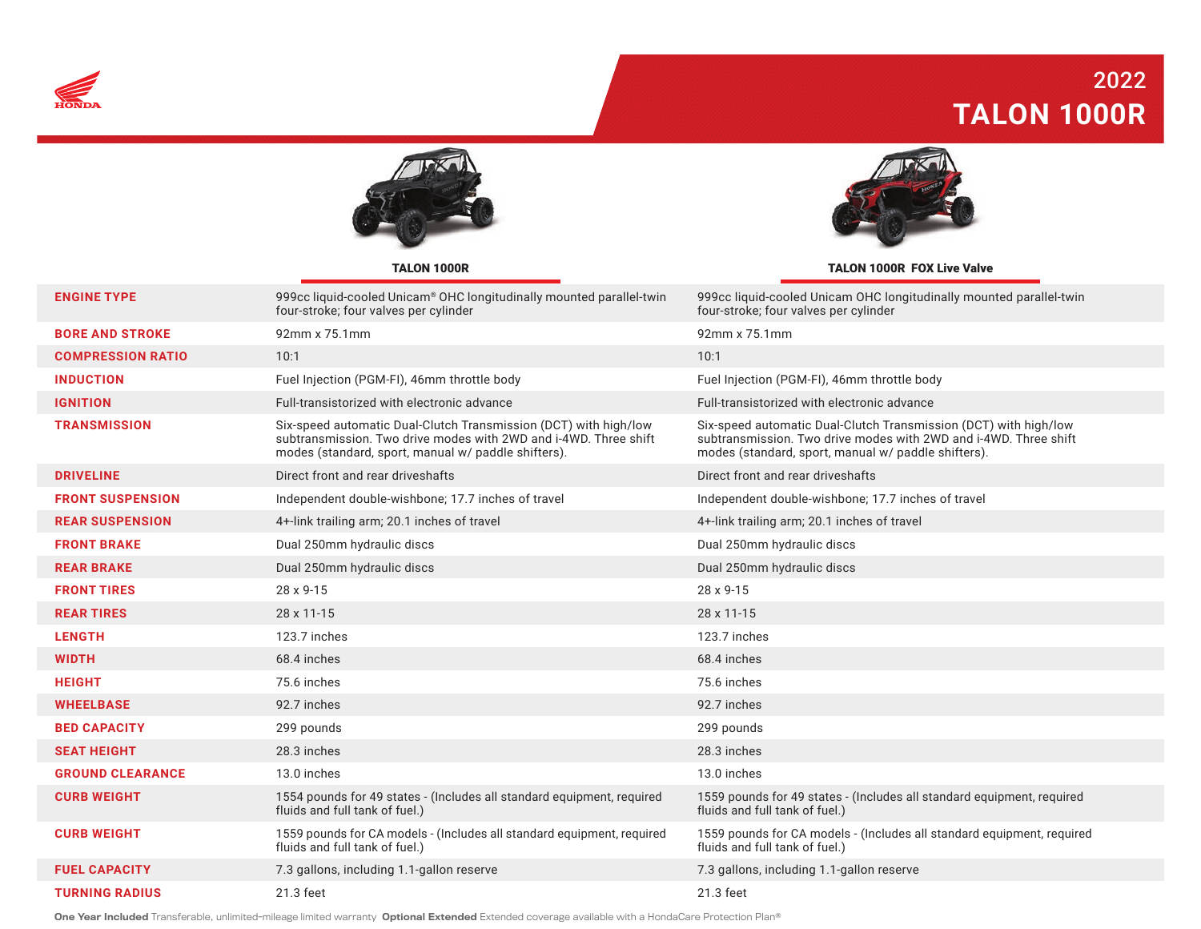# 2022 TALON 1000R

| | TALON 1000R | TALON 1000R FOX Live Valve |
|---|---|---|
| ENGINE TYPE | 999cc liquid-cooled Unicam® OHC longitudinally mounted parallel-twin four-stroke; four valves per cylinder | 999cc liquid-cooled Unicam OHC longitudinally mounted parallel-twin four-stroke; four valves per cylinder |
| BORE AND STROKE | 92mm x 75.1mm | 92mm x 75.1mm |
| COMPRESSION RATIO | 10:1 | 10:1 |
| INDUCTION | Fuel Injection (PGM-FI), 46mm throttle body | Fuel Injection (PGM-FI), 46mm throttle body |
| IGNITION | Full-transistorized with electronic advance | Full-transistorized with electronic advance |
| TRANSMISSION | Six-speed automatic Dual-Clutch Transmission (DCT) with high/low subtransmission. Two drive modes with 2WD and i-4WD. Three shift modes (standard, sport, manual w/ paddle shifters). | Six-speed automatic Dual-Clutch Transmission (DCT) with high/low subtransmission. Two drive modes with 2WD and i-4WD. Three shift modes (standard, sport, manual w/ paddle shifters). |
| DRIVELINE | Direct front and rear driveshafts | Direct front and rear driveshafts |
| FRONT SUSPENSION | Independent double-wishbone; 17.7 inches of travel | Independent double-wishbone; 17.7 inches of travel |
| REAR SUSPENSION | 4+-link trailing arm; 20.1 inches of travel | 4+-link trailing arm; 20.1 inches of travel |
| FRONT BRAKE | Dual 250mm hydraulic discs | Dual 250mm hydraulic discs |
| REAR BRAKE | Dual 250mm hydraulic discs | Dual 250mm hydraulic discs |
| FRONT TIRES | 28 x 9-15 | 28 x 9-15 |
| REAR TIRES | 28 x 11-15 | 28 x 11-15 |
| LENGTH | 123.7 inches | 123.7 inches |
| WIDTH | 68.4 inches | 68.4 inches |
| HEIGHT | 75.6 inches | 75.6 inches |
| WHEELBASE | 92.7 inches | 92.7 inches |
| BED CAPACITY | 299 pounds | 299 pounds |
| SEAT HEIGHT | 28.3 inches | 28.3 inches |
| GROUND CLEARANCE | 13.0 inches | 13.0 inches |
| CURB WEIGHT | 1554 pounds for 49 states - (Includes all standard equipment, required fluids and full tank of fuel.) | 1559 pounds for 49 states - (Includes all standard equipment, required fluids and full tank of fuel.) |
| CURB WEIGHT | 1559 pounds for CA models - (Includes all standard equipment, required fluids and full tank of fuel.) | 1559 pounds for CA models - (Includes all standard equipment, required fluids and full tank of fuel.) |
| FUEL CAPACITY | 7.3 gallons, including 1.1-gallon reserve | 7.3 gallons, including 1.1-gallon reserve |
| TURNING RADIUS | 21.3 feet | 21.3 feet |

**One Year Included** Transferable, unlimited-mileage limited warranty **Optional Extended** Extended coverage available with a HondaCare Protection Plan®